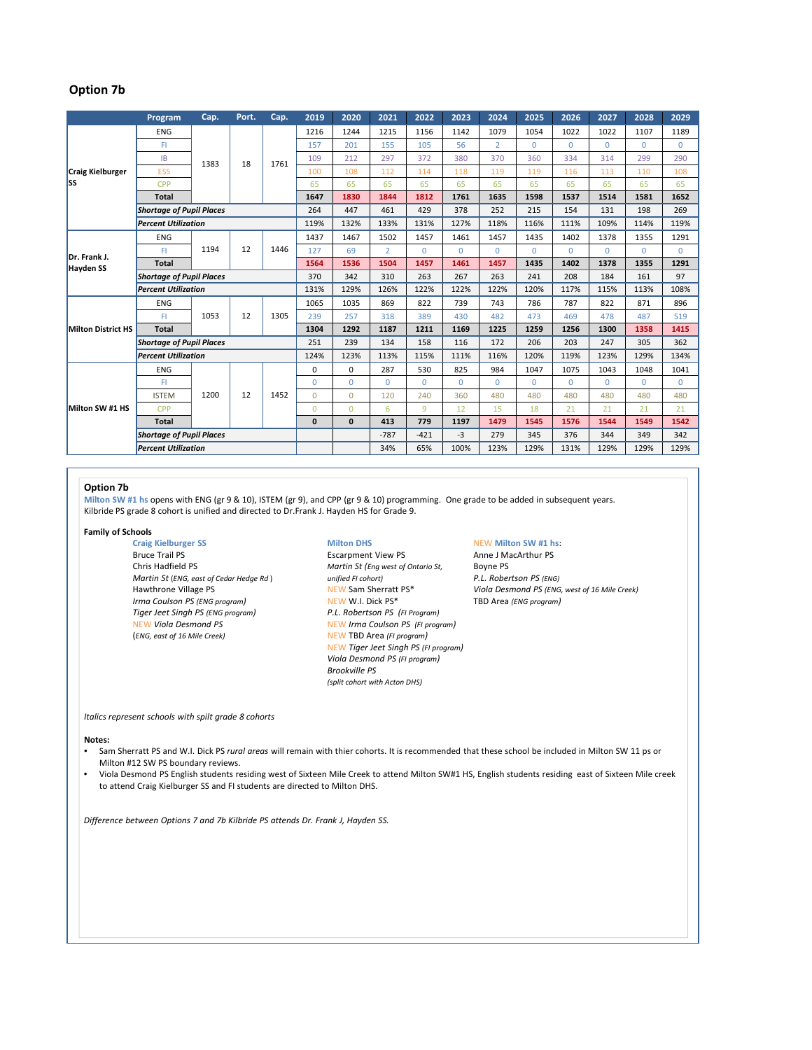## Option 7b

| | Program | Cap. | Port. | Cap. | 2019 | 2020 | 2021 | 2022 | 2023 | 2024 | 2025 | 2026 | 2027 | 2028 | 2029 |
|---|---|---|---|---|---|---|---|---|---|---|---|---|---|---|---|
| Craig Kielburger SS | ENG | 1383 | 18 | 1761 | 1216 | 1244 | 1215 | 1156 | 1142 | 1079 | 1054 | 1022 | 1022 | 1107 | 1189 |
| | FI | | | | 157 | 201 | 155 | 105 | 56 | 2 | 0 | 0 | 0 | 0 | 0 |
| | IB | | | | 109 | 212 | 297 | 372 | 380 | 370 | 360 | 334 | 314 | 299 | 290 |
| | ESS | | | | 100 | 108 | 112 | 114 | 118 | 119 | 119 | 116 | 113 | 110 | 108 |
| | CPP | | | | 65 | 65 | 65 | 65 | 65 | 65 | 65 | 65 | 65 | 65 | 65 |
| | **Total** | | | | **1647** | **1830** | **1844** | **1812** | **1761** | **1635** | **1598** | **1537** | **1514** | **1581** | **1652** |
| | ***Shortage of Pupil Places*** | | | | 264 | 447 | 461 | 429 | 378 | 252 | 215 | 154 | 131 | 198 | 269 |
| | ***Percent Utilization*** | | | | 119% | 132% | 133% | 131% | 127% | 118% | 116% | 111% | 109% | 114% | 119% |
| Dr. Frank J. Hayden SS | ENG | 1194 | 12 | 1446 | 1437 | 1467 | 1502 | 1457 | 1461 | 1457 | 1435 | 1402 | 1378 | 1355 | 1291 |
| | FI | | | | 127 | 69 | 2 | 0 | 0 | 0 | 0 | 0 | 0 | 0 | 0 |
| | **Total** | | | | **1564** | **1536** | **1504** | **1457** | **1461** | **1457** | **1435** | **1402** | **1378** | **1355** | **1291** |
| | ***Shortage of Pupil Places*** | | | | 370 | 342 | 310 | 263 | 267 | 263 | 241 | 208 | 184 | 161 | 97 |
| | ***Percent Utilization*** | | | | 131% | 129% | 126% | 122% | 122% | 122% | 120% | 117% | 115% | 113% | 108% |
| Milton District HS | ENG | 1053 | 12 | 1305 | 1065 | 1035 | 869 | 822 | 739 | 743 | 786 | 787 | 822 | 871 | 896 |
| | FI | | | | 239 | 257 | 318 | 389 | 430 | 482 | 473 | 469 | 478 | 487 | 519 |
| | **Total** | | | | **1304** | **1292** | **1187** | **1211** | **1169** | **1225** | **1259** | **1256** | **1300** | **1358** | **1415** |
| | ***Shortage of Pupil Places*** | | | | 251 | 239 | 134 | 158 | 116 | 172 | 206 | 203 | 247 | 305 | 362 |
| | ***Percent Utilization*** | | | | 124% | 123% | 113% | 115% | 111% | 116% | 120% | 119% | 123% | 129% | 134% |
| Milton SW #1 HS | ENG | 1200 | 12 | 1452 | 0 | 0 | 287 | 530 | 825 | 984 | 1047 | 1075 | 1043 | 1048 | 1041 |
| | FI | | | | 0 | 0 | 0 | 0 | 0 | 0 | 0 | 0 | 0 | 0 | 0 |
| | ISTEM | | | | 0 | 0 | 120 | 240 | 360 | 480 | 480 | 480 | 480 | 480 | 480 |
| | CPP | | | | 0 | 0 | 6 | 9 | 12 | 15 | 18 | 21 | 21 | 21 | 21 |
| | **Total** | | | | **0** | **0** | **413** | **779** | **1197** | **1479** | **1545** | **1576** | **1544** | **1549** | **1542** |
| | ***Shortage of Pupil Places*** | | | | | | -787 | -421 | -3 | 279 | 345 | 376 | 344 | 349 | 342 |
| | ***Percent Utilization*** | | | | | | 34% | 65% | 100% | 123% | 129% | 131% | 129% | 129% | 129% |

**Option 7b**

Milton SW #1 hs opens with ENG (gr 9 & 10), ISTEM (gr 9), and CPP (gr 9 & 10) programming. One grade to be added in subsequent years.
Kilbride PS grade 8 cohort is unified and directed to Dr.Frank J. Hayden HS for Grade 9.

**Family of Schools**

**Craig Kielburger SS**
Bruce Trail PS
Chris Hadfield PS
*Martin St* (*ENG, east of Cedar Hedge Rd* )
Hawthrone Village PS
*Irma Coulson PS (ENG program)*
*Tiger Jeet Singh PS (ENG program)*
NEW *Viola Desmond PS*
(*ENG, east of 16 Mile Creek)*

**Milton DHS**
Escarpment View PS
*Martin St (Eng west of Ontario St, unified FI cohort)*
NEW Sam Sherratt PS*
NEW W.I. Dick PS*
*P.L. Robertson PS (FI Program)*
NEW *Irma Coulson PS (FI program)*
NEW TBD Area *(FI program)*
NEW *Tiger Jeet Singh PS (FI program)*
*Viola Desmond PS (FI program)*
*Brookville PS*
*(split cohort with Acton DHS)*

**NEW Milton SW #1 hs:**
Anne J MacArthur PS
Boyne PS
*P.L. Robertson PS (ENG)*
*Viola Desmond PS (ENG, west of 16 Mile Creek)*
TBD Area *(ENG program)*

*Italics represent schools with spilt grade 8 cohorts*

**Notes:**

- Sam Sherratt PS and W.I. Dick PS *rural areas* will remain with thier cohorts. It is recommended that these school be included in Milton SW 11 ps or Milton #12 SW PS boundary reviews.
- Viola Desmond PS English students residing west of Sixteen Mile Creek to attend Milton SW#1 HS, English students residing east of Sixteen Mile creek to attend Craig Kielburger SS and FI students are directed to Milton DHS.

*Difference between Options 7 and 7b Kilbride PS attends Dr. Frank J, Hayden SS.*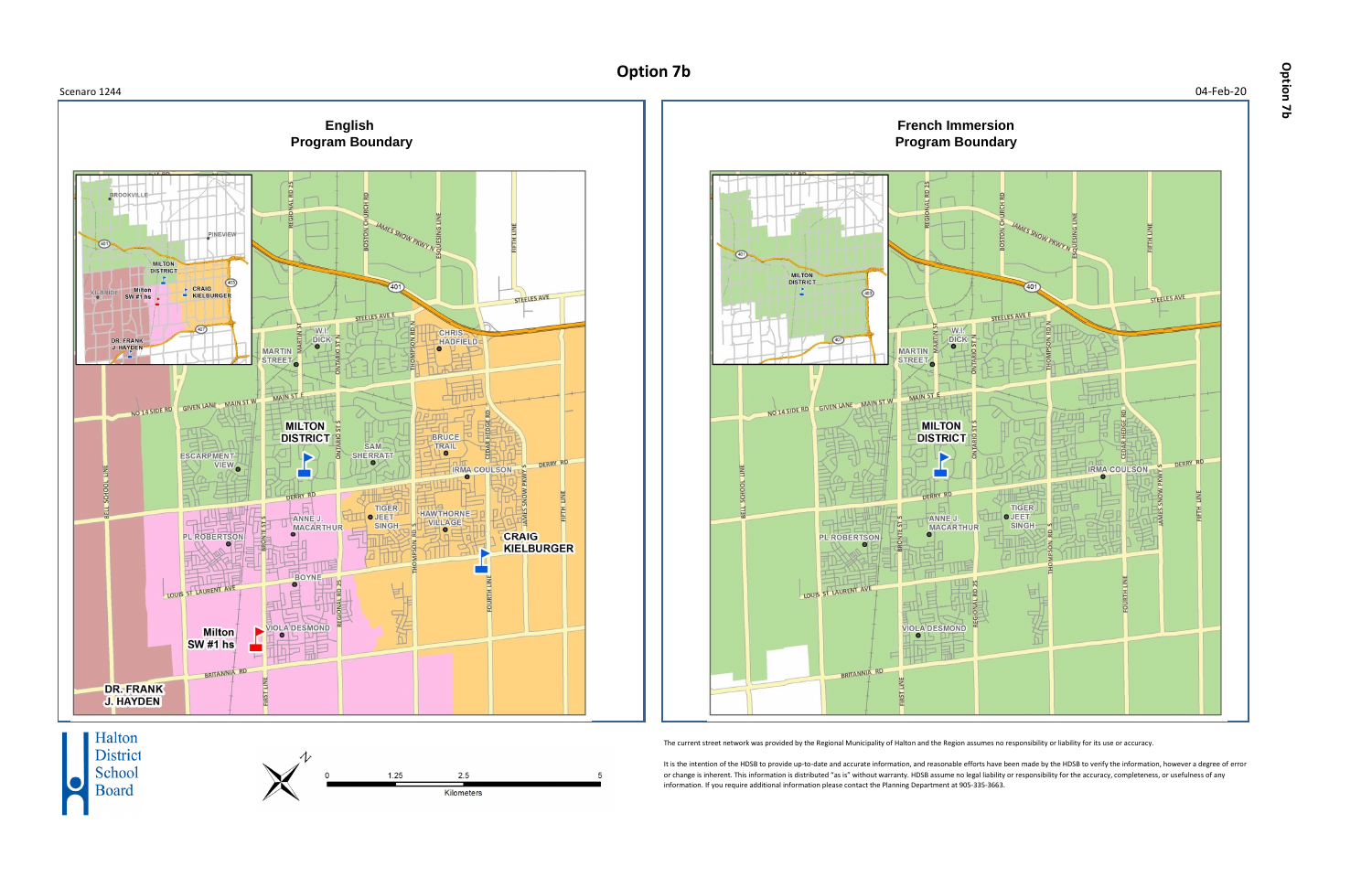# Option 7b

Scenaro 1244

04-Feb-20

## English Program Boundary

BROOKVILLE
PINEVIEW
MILTON DISTRICT
CRAIG KIELBURGER
KILBRIDE
Milton SW #1 hs
DR. FRANK J. HAYDEN
JAMES SNOW PKWY N
STEELES AVE
STEELES AVE E
W.I. DICK
MARTIN STREET
CHRIS HADFIELD
NO 14 SIDE RD
GIVEN LANE
MAIN ST W
MAIN ST E
MILTON DISTRICT
ESCARPMENT VIEW
SAM SHERRATT
BRUCE TRAIL
IRMA COULSON
DERRY RD
TIGER JEET SINGH
HAWTHORNE VILLAGE
ANNE J. MACARTHUR
PL ROBERTSON
CRAIG KIELBURGER
BOYNE
LOUIS ST LAURENT AVE
Milton SW #1 hs
VIOLA DESMOND
BRITANNIA RD
DR. FRANK J. HAYDEN
REGIONAL RD 25
BOSTON CHURCH RD
ESQUESING LINE
FIFTH LINE
MARTIN ST
ONTARIO ST N
THOMPSON RD N
CEDAR HEDGE RD
JAMES SNOW PKWY S
BELL SCHOOL LINE
ONTARIO ST S
BRONTE ST S
THOMPSON RD S
FOURTH LINE
FIRST LINE

## French Immersion Program Boundary

MILTON DISTRICT
JAMES SNOW PKWY N
STEELES AVE
STEELES AVE E
W.I. DICK
MARTIN STREET
NO 14 SIDE RD
GIVEN LANE
MAIN ST W
MAIN ST E
MILTON DISTRICT
IRMA COULSON
DERRY RD
TIGER JEET SINGH
ANNE J. MACARTHUR
PL ROBERTSON
LOUIS ST LAURENT AVE
VIOLA DESMOND
BRITANNIA RD
REGIONAL RD 25
BOSTON CHURCH RD
ESQUESING LINE
FIFTH LINE
MARTIN ST
ONTARIO ST N
THOMPSON RD N
CEDAR HEDGE RD
JAMES SNOW PKWY S
BELL SCHOOL LINE
ONTARIO ST S
BRONTE ST S
THOMPSON RD S
FOURTH LINE
FIRST LINE

Halton District School Board

0 1.25 2.5 5
Kilometers

The current street network was provided by the Regional Municipality of Halton and the Region assumes no responsibility or liability for its use or accuracy.

It is the intention of the HDSB to provide up-to-date and accurate information, and reasonable efforts have been made by the HDSB to verify the information, however a degree of error or change is inherent. This information is distributed "as is" without warranty. HDSB assume no legal liability or responsibility for the accuracy, completeness, or usefulness of any information. If you require additional information please contact the Planning Department at 905-335-3663.

Option 7b